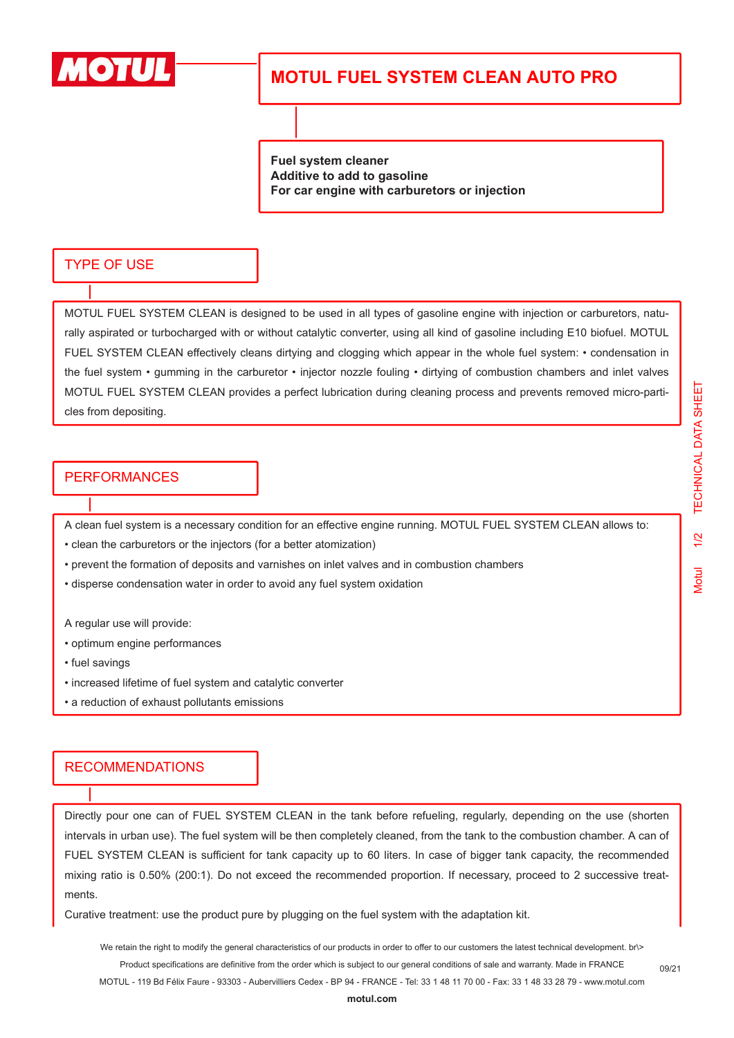# MOTUL FUEL SYSTEM CLEAN AUTO PRO

**Fuel system cleaner**
**Additive to add to gasoline**
**For car engine with carburetors or injection**

## TYPE OF USE

MOTUL FUEL SYSTEM CLEAN is designed to be used in all types of gasoline engine with injection or carburetors, naturally aspirated or turbocharged with or without catalytic converter, using all kind of gasoline including E10 biofuel. MOTUL FUEL SYSTEM CLEAN effectively cleans dirtying and clogging which appear in the whole fuel system: • condensation in the fuel system • gumming in the carburetor • injector nozzle fouling • dirtying of combustion chambers and inlet valves MOTUL FUEL SYSTEM CLEAN provides a perfect lubrication during cleaning process and prevents removed micro-particles from depositing.

## PERFORMANCES

A clean fuel system is a necessary condition for an effective engine running. MOTUL FUEL SYSTEM CLEAN allows to:

- clean the carburetors or the injectors (for a better atomization)
- prevent the formation of deposits and varnishes on inlet valves and in combustion chambers
- disperse condensation water in order to avoid any fuel system oxidation

A regular use will provide:

- optimum engine performances
- fuel savings
- increased lifetime of fuel system and catalytic converter
- a reduction of exhaust pollutants emissions

## RECOMMENDATIONS

Directly pour one can of FUEL SYSTEM CLEAN in the tank before refueling, regularly, depending on the use (shorten intervals in urban use). The fuel system will be then completely cleaned, from the tank to the combustion chamber. A can of FUEL SYSTEM CLEAN is sufficient for tank capacity up to 60 liters. In case of bigger tank capacity, the recommended mixing ratio is 0.50% (200:1). Do not exceed the recommended proportion. If necessary, proceed to 2 successive treatments.

Curative treatment: use the product pure by plugging on the fuel system with the adaptation kit.

We retain the right to modify the general characteristics of our products in order to offer to our customers the latest technical development. br\>
Product specifications are definitive from the order which is subject to our general conditions of sale and warranty. Made in FRANCE
MOTUL - 119 Bd Félix Faure - 93303 - Aubervilliers Cedex - BP 94 - FRANCE - Tel: 33 1 48 11 70 00 - Fax: 33 1 48 33 28 79 - www.motul.com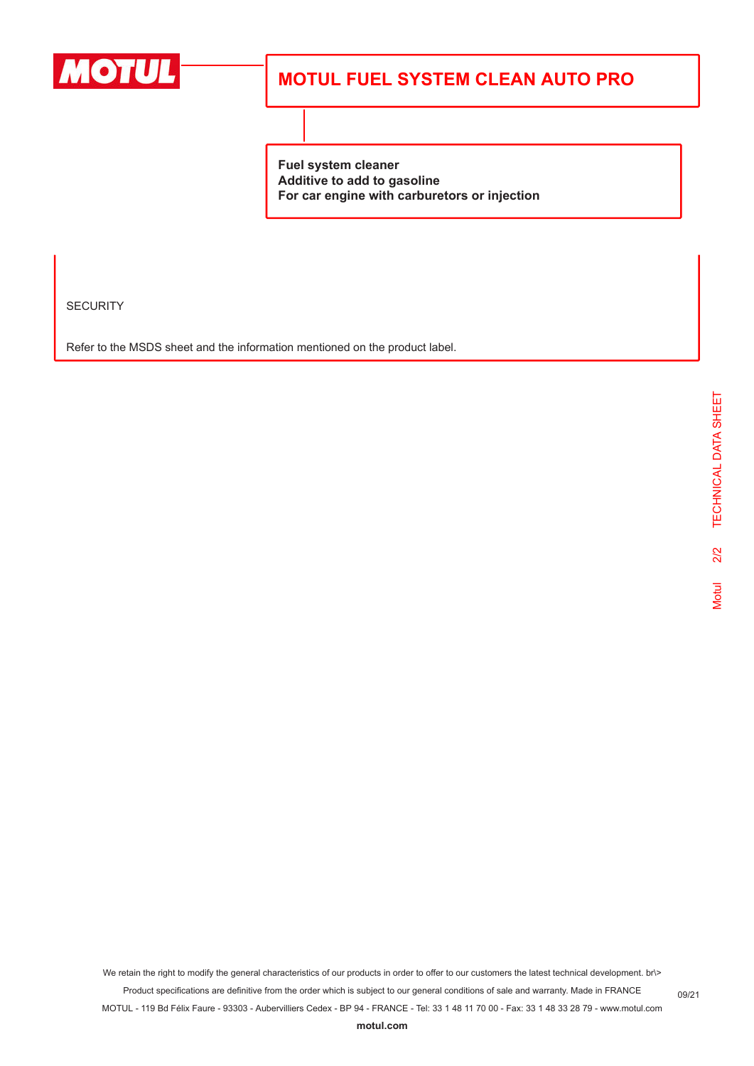# MOTUL FUEL SYSTEM CLEAN AUTO PRO

**Fuel system cleaner**
**Additive to add to gasoline**
**For car engine with carburetors or injection**

SECURITY

Refer to the MSDS sheet and the information mentioned on the product label.

We retain the right to modify the general characteristics of our products in order to offer to our customers the latest technical development. br\>
Product specifications are definitive from the order which is subject to our general conditions of sale and warranty. Made in FRANCE
MOTUL - 119 Bd Félix Faure - 93303 - Aubervilliers Cedex - BP 94 - FRANCE - Tel: 33 1 48 11 70 00 - Fax: 33 1 48 33 28 79 - www.motul.com

09/21